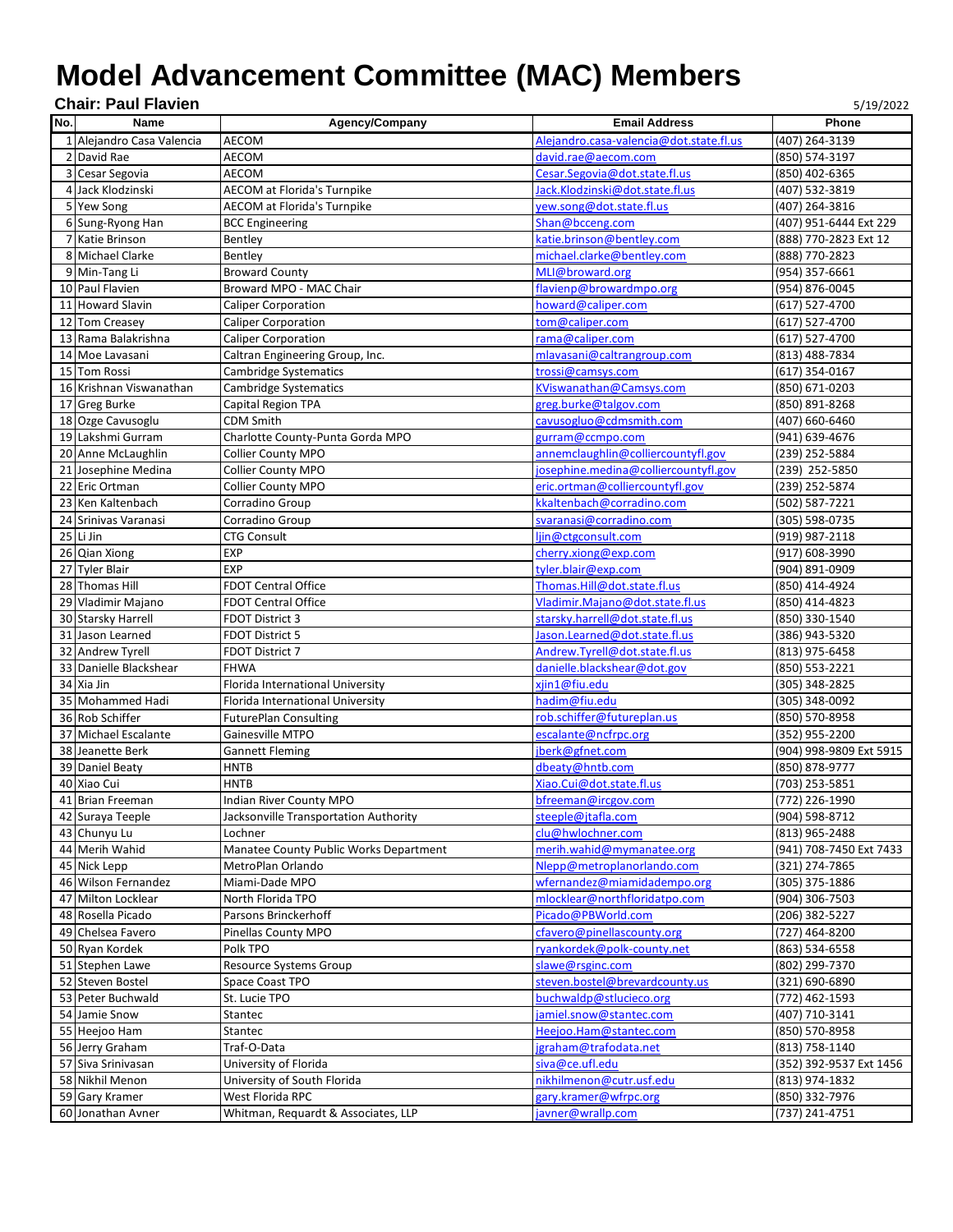# Model Advancement Committee (MAC) Members

**Chair: Paul Flavien**

5/19/2022

| No. | Name | Agency/Company | Email Address | Phone |
|---|---|---|---|---|
| 1 | Alejandro Casa Valencia | AECOM | Alejandro.casa-valencia@dot.state.fl.us | (407) 264-3139 |
| 2 | David Rae | AECOM | david.rae@aecom.com | (850) 574-3197 |
| 3 | Cesar Segovia | AECOM | Cesar.Segovia@dot.state.fl.us | (850) 402-6365 |
| 4 | Jack Klodzinski | AECOM at Florida's Turnpike | Jack.Klodzinski@dot.state.fl.us | (407) 532-3819 |
| 5 | Yew Song | AECOM at Florida's Turnpike | yew.song@dot.state.fl.us | (407) 264-3816 |
| 6 | Sung-Ryong Han | BCC Engineering | Shan@bcceng.com | (407) 951-6444 Ext 229 |
| 7 | Katie Brinson | Bentley | katie.brinson@bentley.com | (888) 770-2823 Ext 12 |
| 8 | Michael Clarke | Bentley | michael.clarke@bentley.com | (888) 770-2823 |
| 9 | Min-Tang Li | Broward County | MLI@broward.org | (954) 357-6661 |
| 10 | Paul Flavien | Broward MPO - MAC Chair | flavienp@browardmpo.org | (954) 876-0045 |
| 11 | Howard Slavin | Caliper Corporation | howard@caliper.com | (617) 527-4700 |
| 12 | Tom Creasey | Caliper Corporation | tom@caliper.com | (617) 527-4700 |
| 13 | Rama Balakrishna | Caliper Corporation | rama@caliper.com | (617) 527-4700 |
| 14 | Moe Lavasani | Caltran Engineering Group, Inc. | mlavasani@caltrangroup.com | (813) 488-7834 |
| 15 | Tom Rossi | Cambridge Systematics | trossi@camsys.com | (617) 354-0167 |
| 16 | Krishnan Viswanathan | Cambridge Systematics | KViswanathan@Camsys.com | (850) 671-0203 |
| 17 | Greg Burke | Capital Region TPA | greg.burke@talgov.com | (850) 891-8268 |
| 18 | Ozge Cavusoglu | CDM Smith | cavusogluo@cdmsmith.com | (407) 660-6460 |
| 19 | Lakshmi Gurram | Charlotte County-Punta Gorda MPO | gurram@ccmpo.com | (941) 639-4676 |
| 20 | Anne McLaughlin | Collier County MPO | annemclaughlin@colliercountyfl.gov | (239) 252-5884 |
| 21 | Josephine Medina | Collier County MPO | josephine.medina@colliercountyfl.gov | (239) 252-5850 |
| 22 | Eric Ortman | Collier County MPO | eric.ortman@colliercountyfl.gov | (239) 252-5874 |
| 23 | Ken Kaltenbach | Corradino Group | kkaltenbach@corradino.com | (502) 587-7221 |
| 24 | Srinivas Varanasi | Corradino Group | svaranasi@corradino.com | (305) 598-0735 |
| 25 | Li Jin | CTG Consult | ljin@ctgconsult.com | (919) 987-2118 |
| 26 | Qian Xiong | EXP | cherry.xiong@exp.com | (917) 608-3990 |
| 27 | Tyler Blair | EXP | tyler.blair@exp.com | (904) 891-0909 |
| 28 | Thomas Hill | FDOT Central Office | Thomas.Hill@dot.state.fl.us | (850) 414-4924 |
| 29 | Vladimir Majano | FDOT Central Office | Vladimir.Majano@dot.state.fl.us | (850) 414-4823 |
| 30 | Starsky Harrell | FDOT District 3 | starsky.harrell@dot.state.fl.us | (850) 330-1540 |
| 31 | Jason Learned | FDOT District 5 | Jason.Learned@dot.state.fl.us | (386) 943-5320 |
| 32 | Andrew Tyrell | FDOT District 7 | Andrew.Tyrell@dot.state.fl.us | (813) 975-6458 |
| 33 | Danielle Blackshear | FHWA | danielle.blackshear@dot.gov | (850) 553-2221 |
| 34 | Xia Jin | Florida International University | xjin1@fiu.edu | (305) 348-2825 |
| 35 | Mohammed Hadi | Florida International University | hadim@fiu.edu | (305) 348-0092 |
| 36 | Rob Schiffer | FuturePlan Consulting | rob.schiffer@futureplan.us | (850) 570-8958 |
| 37 | Michael Escalante | Gainesville MTPO | escalante@ncfrpc.org | (352) 955-2200 |
| 38 | Jeanette Berk | Gannett Fleming | jberk@gfnet.com | (904) 998-9809 Ext 5915 |
| 39 | Daniel Beaty | HNTB | dbeaty@hntb.com | (850) 878-9777 |
| 40 | Xiao Cui | HNTB | Xiao.Cui@dot.state.fl.us | (703) 253-5851 |
| 41 | Brian Freeman | Indian River County MPO | bfreeman@ircgov.com | (772) 226-1990 |
| 42 | Suraya Teeple | Jacksonville Transportation Authority | steeple@jtafla.com | (904) 598-8712 |
| 43 | Chunyu Lu | Lochner | clu@hwlochner.com | (813) 965-2488 |
| 44 | Merih Wahid | Manatee County Public Works Department | merih.wahid@mymanatee.org | (941) 708-7450 Ext 7433 |
| 45 | Nick Lepp | MetroPlan Orlando | Nlepp@metroplanorlando.com | (321) 274-7865 |
| 46 | Wilson Fernandez | Miami-Dade MPO | wfernandez@miamidadempo.org | (305) 375-1886 |
| 47 | Milton Locklear | North Florida TPO | mlocklear@northfloridatpo.com | (904) 306-7503 |
| 48 | Rosella Picado | Parsons Brinckerhoff | Picado@PBWorld.com | (206) 382-5227 |
| 49 | Chelsea Favero | Pinellas County MPO | cfavero@pinellascounty.org | (727) 464-8200 |
| 50 | Ryan Kordek | Polk TPO | ryankordek@polk-county.net | (863) 534-6558 |
| 51 | Stephen Lawe | Resource Systems Group | slawe@rsginc.com | (802) 299-7370 |
| 52 | Steven Bostel | Space Coast TPO | steven.bostel@brevardcounty.us | (321) 690-6890 |
| 53 | Peter Buchwald | St. Lucie TPO | buchwaldp@stlucieco.org | (772) 462-1593 |
| 54 | Jamie Snow | Stantec | jamiel.snow@stantec.com | (407) 710-3141 |
| 55 | Heejoo Ham | Stantec | Heejoo.Ham@stantec.com | (850) 570-8958 |
| 56 | Jerry Graham | Traf-O-Data | jgraham@trafodata.net | (813) 758-1140 |
| 57 | Siva Srinivasan | University of Florida | siva@ce.ufl.edu | (352) 392-9537 Ext 1456 |
| 58 | Nikhil Menon | University of South Florida | nikhilmenon@cutr.usf.edu | (813) 974-1832 |
| 59 | Gary Kramer | West Florida RPC | gary.kramer@wfrpc.org | (850) 332-7976 |
| 60 | Jonathan Avner | Whitman, Requardt & Associates, LLP | javner@wrallp.com | (737) 241-4751 |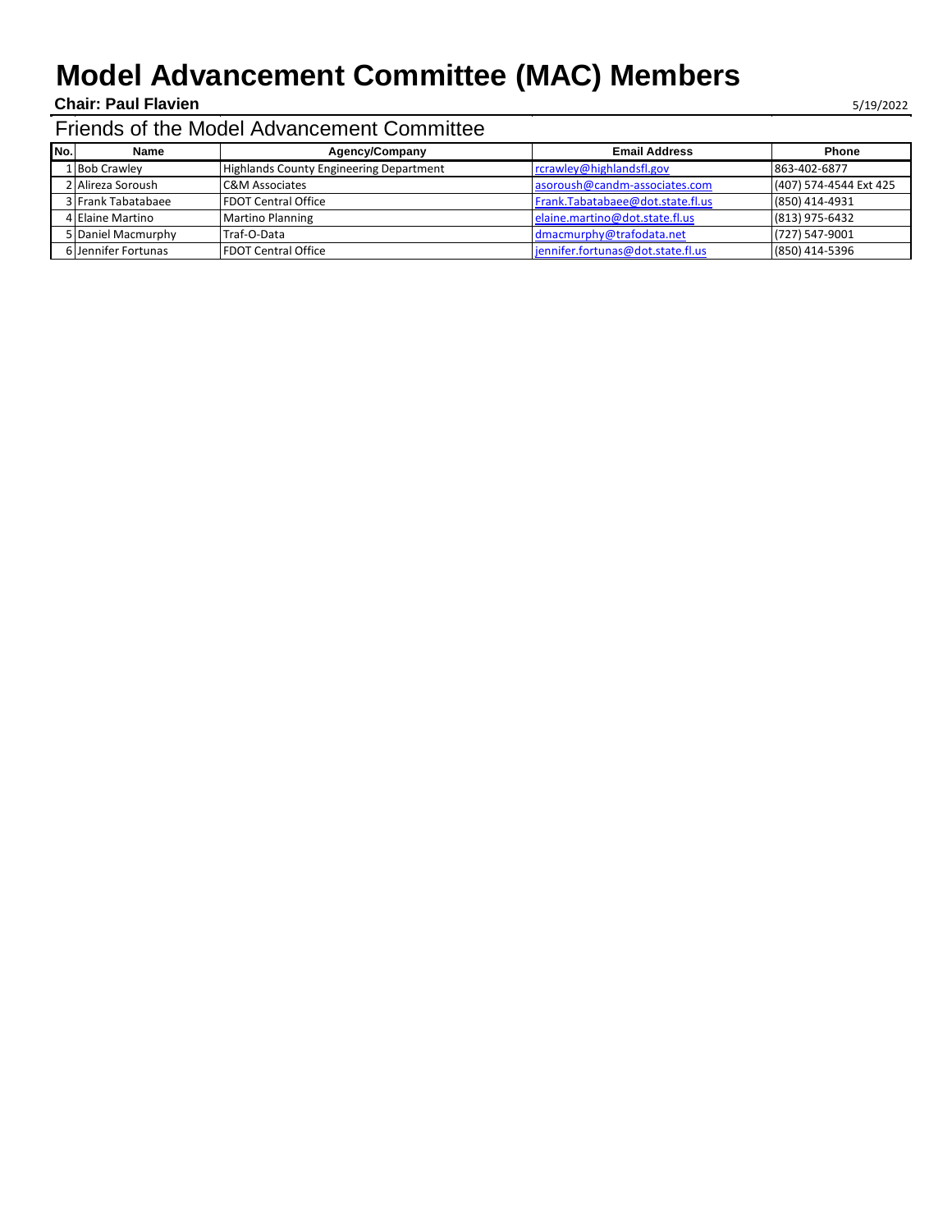# Model Advancement Committee (MAC) Members

**Chair: Paul Flavien**

5/19/2022

## Friends of the Model Advancement Committee

| No. | Name | Agency/Company | Email Address | Phone |
|---|---|---|---|---|
| 1 | Bob Crawley | Highlands County Engineering Department | rcrawley@highlandsfl.gov | 863-402-6877 |
| 2 | Alireza Soroush | C&M Associates | asoroush@candm-associates.com | (407) 574-4544 Ext 425 |
| 3 | Frank Tabatabaee | FDOT Central Office | Frank.Tabatabaee@dot.state.fl.us | (850) 414-4931 |
| 4 | Elaine Martino | Martino Planning | elaine.martino@dot.state.fl.us | (813) 975-6432 |
| 5 | Daniel Macmurphy | Traf-O-Data | dmacmurphy@trafodata.net | (727) 547-9001 |
| 6 | Jennifer Fortunas | FDOT Central Office | jennifer.fortunas@dot.state.fl.us | (850) 414-5396 |